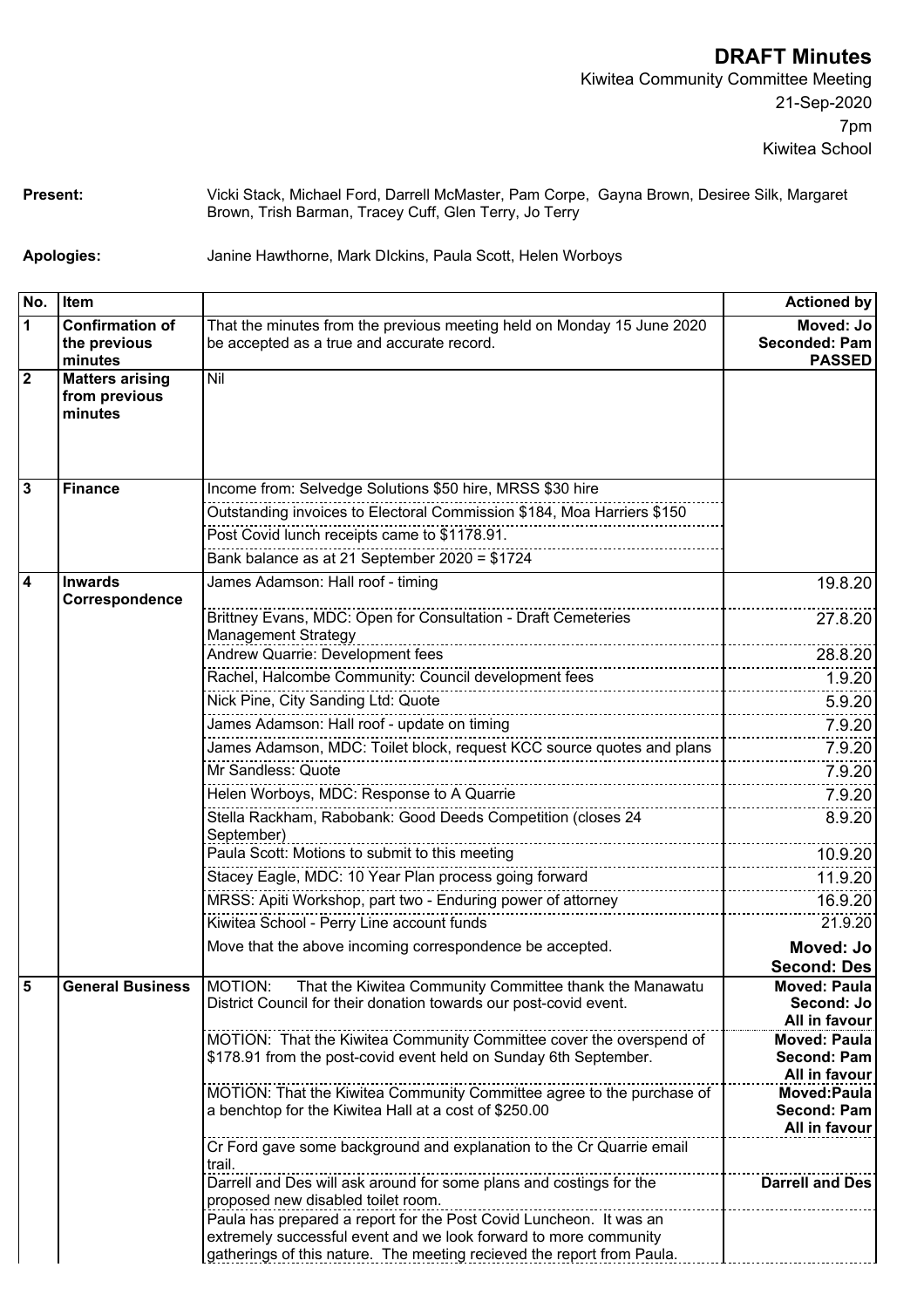# DRAFT Minutes

Kiwitea Community Committee Meeting
21-Sep-2020
7pm
Kiwitea School

**Present:** Vicki Stack, Michael Ford, Darrell McMaster, Pam Corpe, Gayna Brown, Desiree Silk, Margaret Brown, Trish Barman, Tracey Cuff, Glen Terry, Jo Terry

**Apologies:** Janine Hawthorne, Mark DIckins, Paula Scott, Helen Worboys

| No. | Item | | Actioned by |
|---|---|---|---|
| 1 | **Confirmation of the previous minutes** | That the minutes from the previous meeting held on Monday 15 June 2020 be accepted as a true and accurate record. | **Moved: Jo Seconded: Pam PASSED** |
| 2 | **Matters arising from previous minutes** | Nil | |
| 3 | **Finance** | Income from: Selvedge Solutions $50 hire, MRSS $30 hire | |
| | | Outstanding invoices to Electoral Commission $184, Moa Harriers $150 | |
| | | Post Covid lunch receipts came to $1178.91. | |
| | | Bank balance as at 21 September 2020 = $1724 | |
| 4 | **Inwards Correspondence** | James Adamson: Hall roof - timing | 19.8.20 |
| | | Brittney Evans, MDC: Open for Consultation - Draft Cemeteries Management Strategy | 27.8.20 |
| | | Andrew Quarrie: Development fees | 28.8.20 |
| | | Rachel, Halcombe Community: Council development fees | 1.9.20 |
| | | Nick Pine, City Sanding Ltd: Quote | 5.9.20 |
| | | James Adamson: Hall roof - update on timing | 7.9.20 |
| | | James Adamson, MDC: Toilet block, request KCC source quotes and plans | 7.9.20 |
| | | Mr Sandless: Quote | 7.9.20 |
| | | Helen Worboys, MDC: Response to A Quarrie | 7.9.20 |
| | | Stella Rackham, Rabobank: Good Deeds Competition (closes 24 September) | 8.9.20 |
| | | Paula Scott: Motions to submit to this meeting | 10.9.20 |
| | | Stacey Eagle, MDC: 10 Year Plan process going forward | 11.9.20 |
| | | MRSS: Apiti Workshop, part two - Enduring power of attorney | 16.9.20 |
| | | Kiwitea School - Perry Line account funds | 21.9.20 |
| | | Move that the above incoming correspondence be accepted. | **Moved: Jo Second: Des** |
| 5 | **General Business** | MOTION: That the Kiwitea Community Committee thank the Manawatu District Council for their donation towards our post-covid event. | **Moved: Paula Second: Jo All in favour** |
| | | MOTION: That the Kiwitea Community Committee cover the overspend of $178.91 from the post-covid event held on Sunday 6th September. | **Moved: Paula Second: Pam All in favour** |
| | | MOTION: That the Kiwitea Community Committee agree to the purchase of a benchtop for the Kiwitea Hall at a cost of $250.00 | **Moved:Paula Second: Pam All in favour** |
| | | Cr Ford gave some background and explanation to the Cr Quarrie email trail. | |
| | | Darrell and Des will ask around for some plans and costings for the proposed new disabled toilet room. | **Darrell and Des** |
| | | Paula has prepared a report for the Post Covid Luncheon. It was an extremely successful event and we look forward to more community gatherings of this nature. The meeting recieved the report from Paula. | |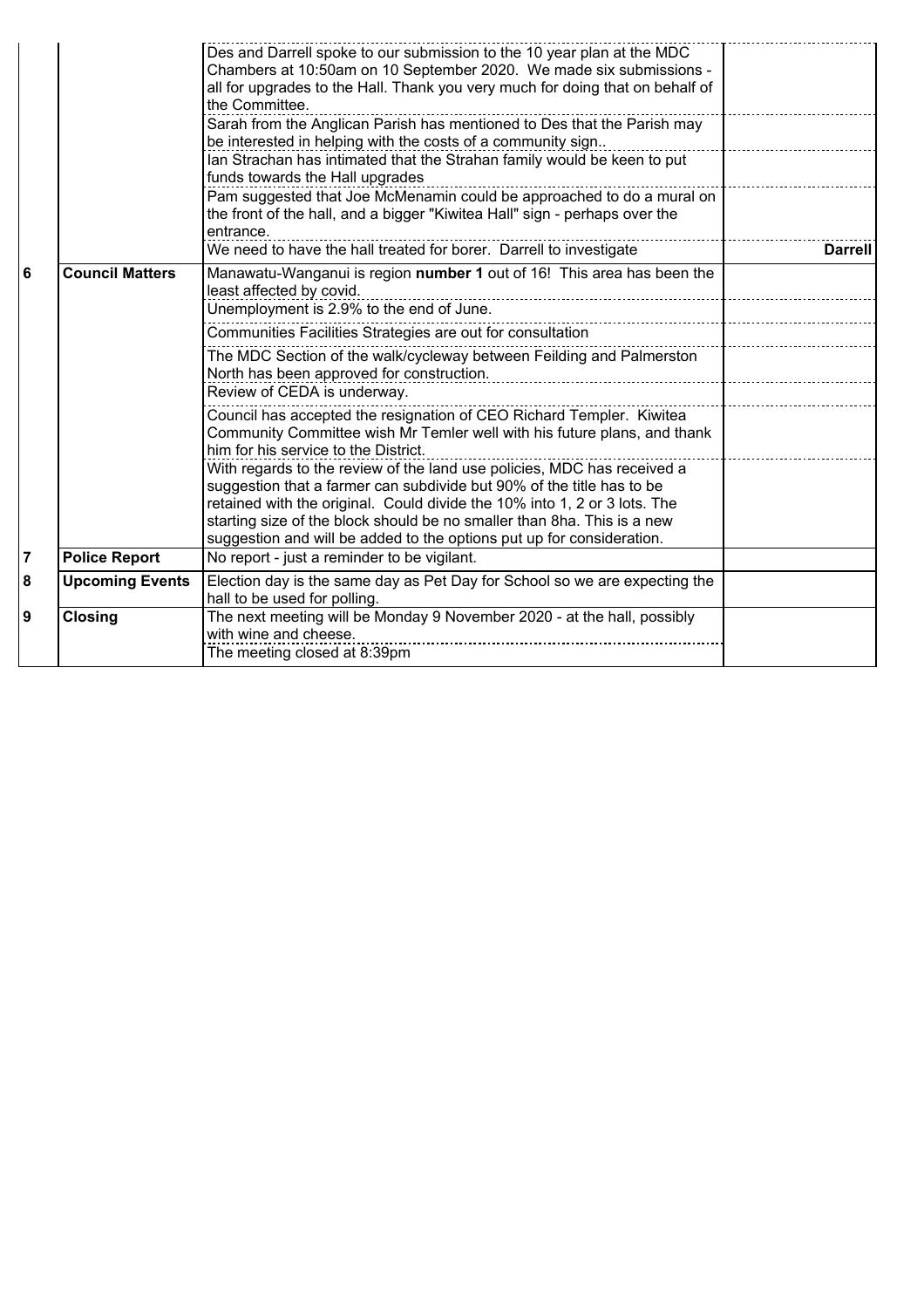| | | | |
|---|---|---|---|
| | | Des and Darrell spoke to our submission to the 10 year plan at the MDC Chambers at 10:50am on 10 September 2020. We made six submissions - all for upgrades to the Hall. Thank you very much for doing that on behalf of the Committee. | |
| | | Sarah from the Anglican Parish has mentioned to Des that the Parish may be interested in helping with the costs of a community sign.. | |
| | | Ian Strachan has intimated that the Strahan family would be keen to put funds towards the Hall upgrades | |
| | | Pam suggested that Joe McMenamin could be approached to do a mural on the front of the hall, and a bigger "Kiwitea Hall" sign - perhaps over the entrance. | |
| | | We need to have the hall treated for borer. Darrell to investigate | **Darrell** |
| **6** | **Council Matters** | Manawatu-Wanganui is region **number 1** out of 16! This area has been the least affected by covid. | |
| | | Unemployment is 2.9% to the end of June. | |
| | | Communities Facilities Strategies are out for consultation | |
| | | The MDC Section of the walk/cycleway between Feilding and Palmerston North has been approved for construction. | |
| | | Review of CEDA is underway. | |
| | | Council has accepted the resignation of CEO Richard Templer. Kiwitea Community Committee wish Mr Temler well with his future plans, and thank him for his service to the District. | |
| | | With regards to the review of the land use policies, MDC has received a suggestion that a farmer can subdivide but 90% of the title has to be retained with the original. Could divide the 10% into 1, 2 or 3 lots. The starting size of the block should be no smaller than 8ha. This is a new suggestion and will be added to the options put up for consideration. | |
| **7** | **Police Report** | No report - just a reminder to be vigilant. | |
| **8** | **Upcoming Events** | Election day is the same day as Pet Day for School so we are expecting the hall to be used for polling. | |
| **9** | **Closing** | The next meeting will be Monday 9 November 2020 - at the hall, possibly with wine and cheese. | |
| | | The meeting closed at 8:39pm | |